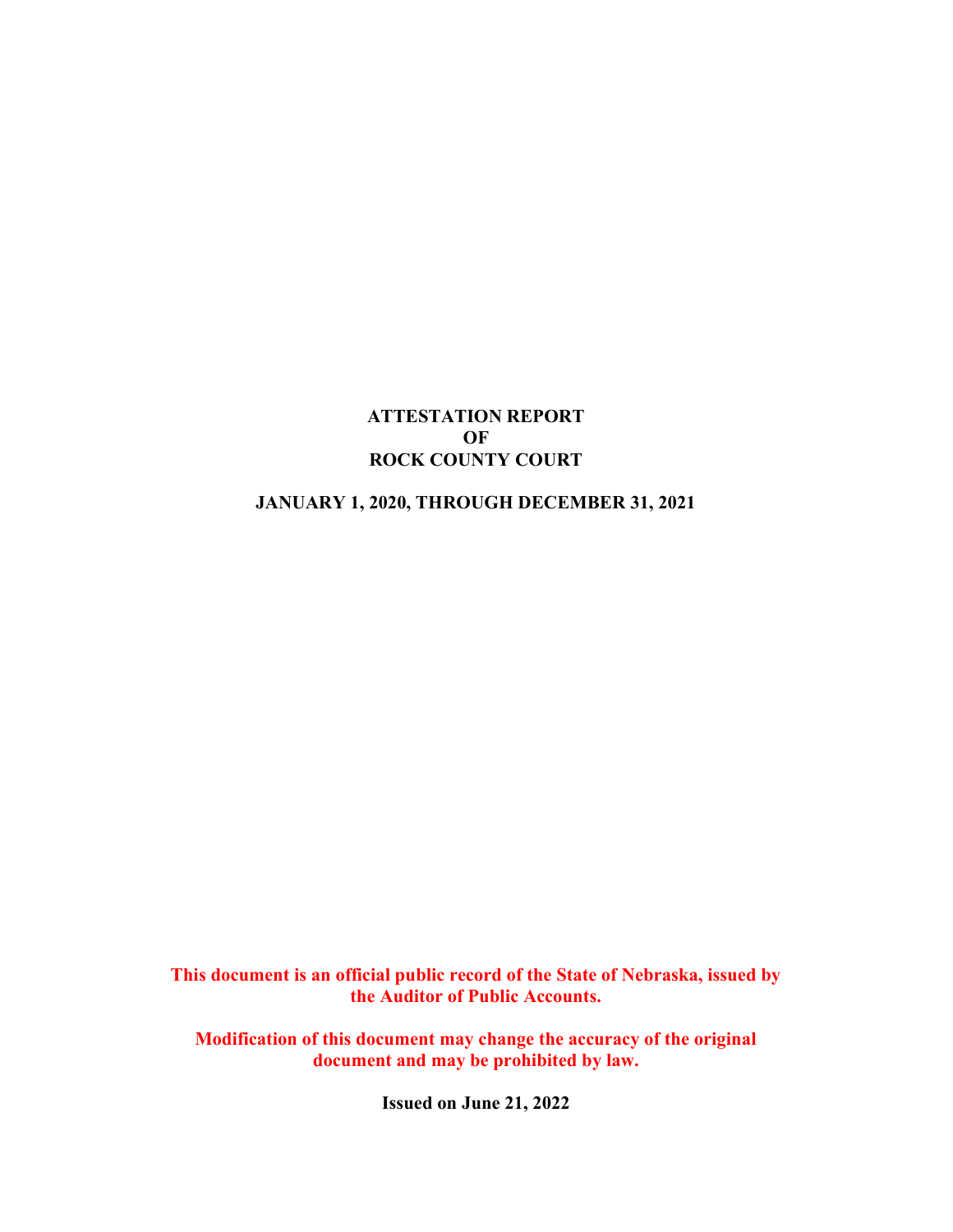# ATTESTATION REPORT
# OF
# ROCK COUNTY COURT

## JANUARY 1, 2020, THROUGH DECEMBER 31, 2021

**This document is an official public record of the State of Nebraska, issued by the Auditor of Public Accounts.**

**Modification of this document may change the accuracy of the original document and may be prohibited by law.**

**Issued on June 21, 2022**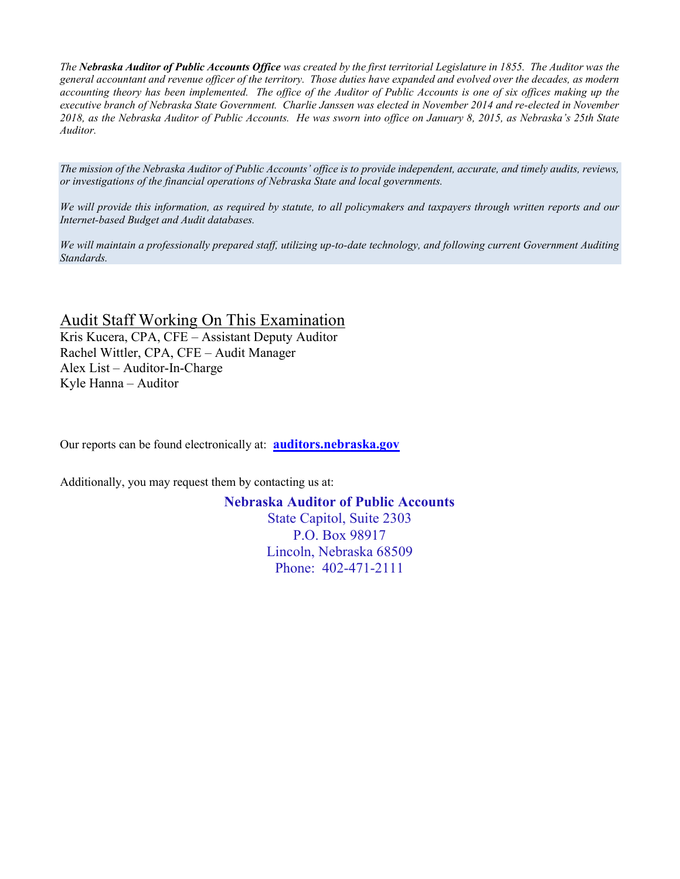*The **Nebraska Auditor of Public Accounts Office** was created by the first territorial Legislature in 1855. The Auditor was the general accountant and revenue officer of the territory. Those duties have expanded and evolved over the decades, as modern accounting theory has been implemented. The office of the Auditor of Public Accounts is one of six offices making up the executive branch of Nebraska State Government. Charlie Janssen was elected in November 2014 and re-elected in November 2018, as the Nebraska Auditor of Public Accounts. He was sworn into office on January 8, 2015, as Nebraska's 25th State Auditor.*

*The mission of the Nebraska Auditor of Public Accounts' office is to provide independent, accurate, and timely audits, reviews, or investigations of the financial operations of Nebraska State and local governments.*

*We will provide this information, as required by statute, to all policymakers and taxpayers through written reports and our Internet-based Budget and Audit databases.*

*We will maintain a professionally prepared staff, utilizing up-to-date technology, and following current Government Auditing Standards.*

## Audit Staff Working On This Examination

Kris Kucera, CPA, CFE – Assistant Deputy Auditor
Rachel Wittler, CPA, CFE – Audit Manager
Alex List – Auditor-In-Charge
Kyle Hanna – Auditor

Our reports can be found electronically at: **auditors.nebraska.gov**

Additionally, you may request them by contacting us at:

**Nebraska Auditor of Public Accounts**
State Capitol, Suite 2303
P.O. Box 98917
Lincoln, Nebraska 68509
Phone: 402-471-2111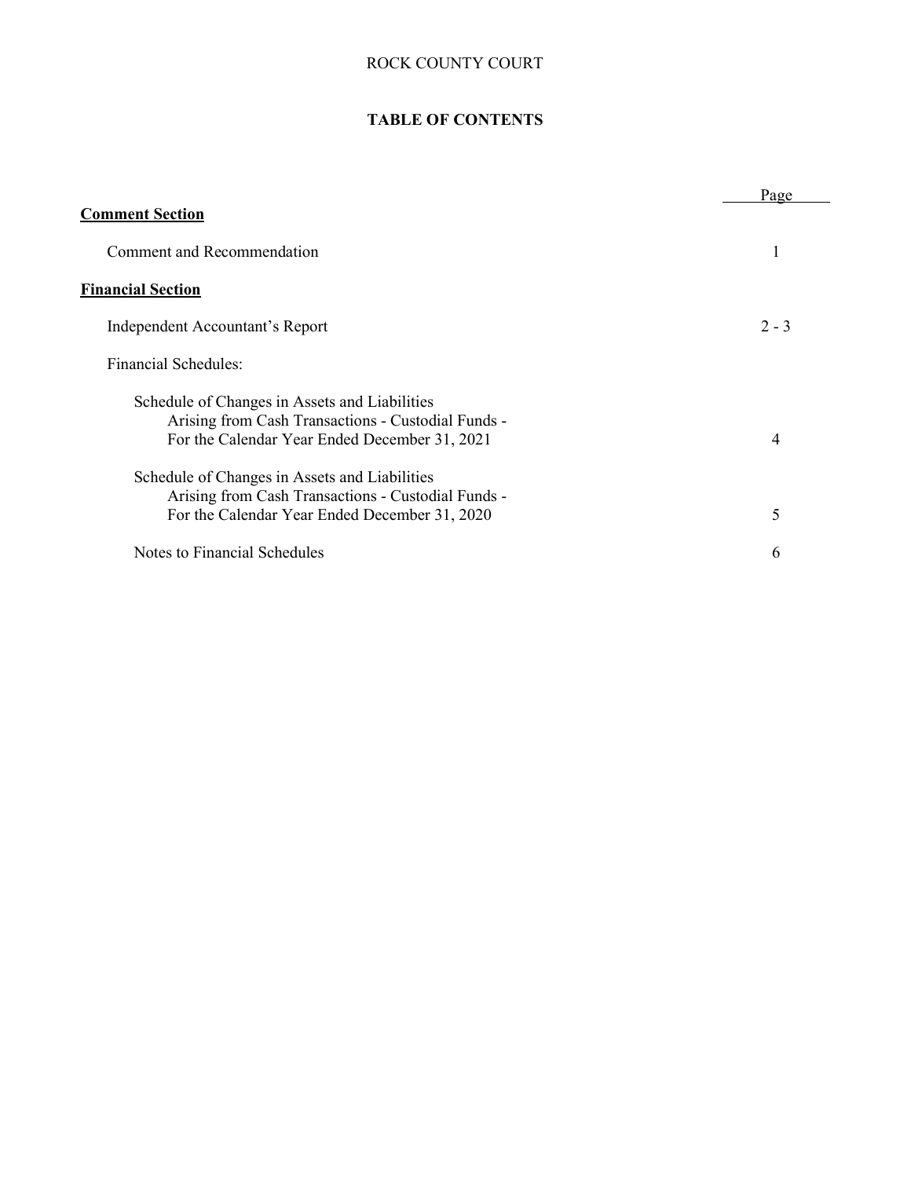ROCK COUNTY COURT

# TABLE OF CONTENTS

| | Page |
|---|---|
| **Comment Section** | |
| Comment and Recommendation | 1 |
| **Financial Section** | |
| Independent Accountant's Report | 2 - 3 |
| Financial Schedules: | |
| Schedule of Changes in Assets and Liabilities Arising from Cash Transactions - Custodial Funds - For the Calendar Year Ended December 31, 2021 | 4 |
| Schedule of Changes in Assets and Liabilities Arising from Cash Transactions - Custodial Funds - For the Calendar Year Ended December 31, 2020 | 5 |
| Notes to Financial Schedules | 6 |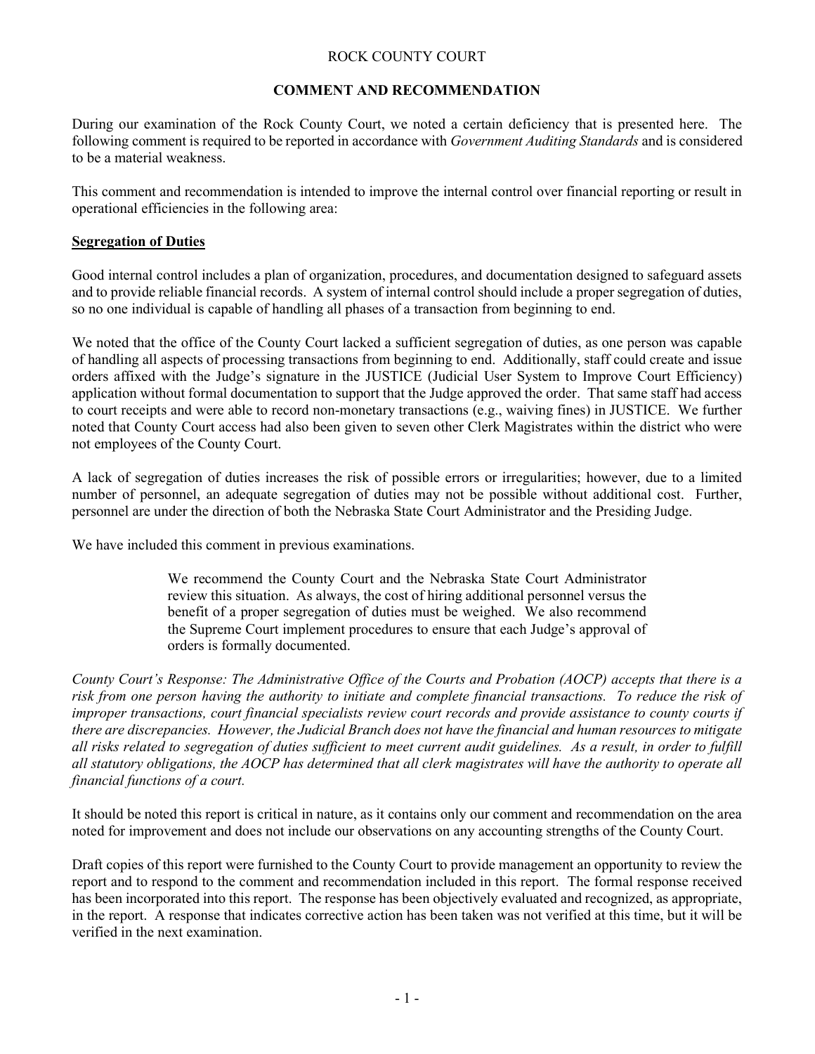ROCK COUNTY COURT

## COMMENT AND RECOMMENDATION

During our examination of the Rock County Court, we noted a certain deficiency that is presented here. The following comment is required to be reported in accordance with *Government Auditing Standards* and is considered to be a material weakness.

This comment and recommendation is intended to improve the internal control over financial reporting or result in operational efficiencies in the following area:

### **Segregation of Duties**

Good internal control includes a plan of organization, procedures, and documentation designed to safeguard assets and to provide reliable financial records. A system of internal control should include a proper segregation of duties, so no one individual is capable of handling all phases of a transaction from beginning to end.

We noted that the office of the County Court lacked a sufficient segregation of duties, as one person was capable of handling all aspects of processing transactions from beginning to end. Additionally, staff could create and issue orders affixed with the Judge's signature in the JUSTICE (Judicial User System to Improve Court Efficiency) application without formal documentation to support that the Judge approved the order. That same staff had access to court receipts and were able to record non-monetary transactions (e.g., waiving fines) in JUSTICE. We further noted that County Court access had also been given to seven other Clerk Magistrates within the district who were not employees of the County Court.

A lack of segregation of duties increases the risk of possible errors or irregularities; however, due to a limited number of personnel, an adequate segregation of duties may not be possible without additional cost. Further, personnel are under the direction of both the Nebraska State Court Administrator and the Presiding Judge.

We have included this comment in previous examinations.

> We recommend the County Court and the Nebraska State Court Administrator review this situation. As always, the cost of hiring additional personnel versus the benefit of a proper segregation of duties must be weighed. We also recommend the Supreme Court implement procedures to ensure that each Judge's approval of orders is formally documented.

*County Court's Response: The Administrative Office of the Courts and Probation (AOCP) accepts that there is a risk from one person having the authority to initiate and complete financial transactions. To reduce the risk of improper transactions, court financial specialists review court records and provide assistance to county courts if there are discrepancies. However, the Judicial Branch does not have the financial and human resources to mitigate all risks related to segregation of duties sufficient to meet current audit guidelines. As a result, in order to fulfill all statutory obligations, the AOCP has determined that all clerk magistrates will have the authority to operate all financial functions of a court.*

It should be noted this report is critical in nature, as it contains only our comment and recommendation on the area noted for improvement and does not include our observations on any accounting strengths of the County Court.

Draft copies of this report were furnished to the County Court to provide management an opportunity to review the report and to respond to the comment and recommendation included in this report. The formal response received has been incorporated into this report. The response has been objectively evaluated and recognized, as appropriate, in the report. A response that indicates corrective action has been taken was not verified at this time, but it will be verified in the next examination.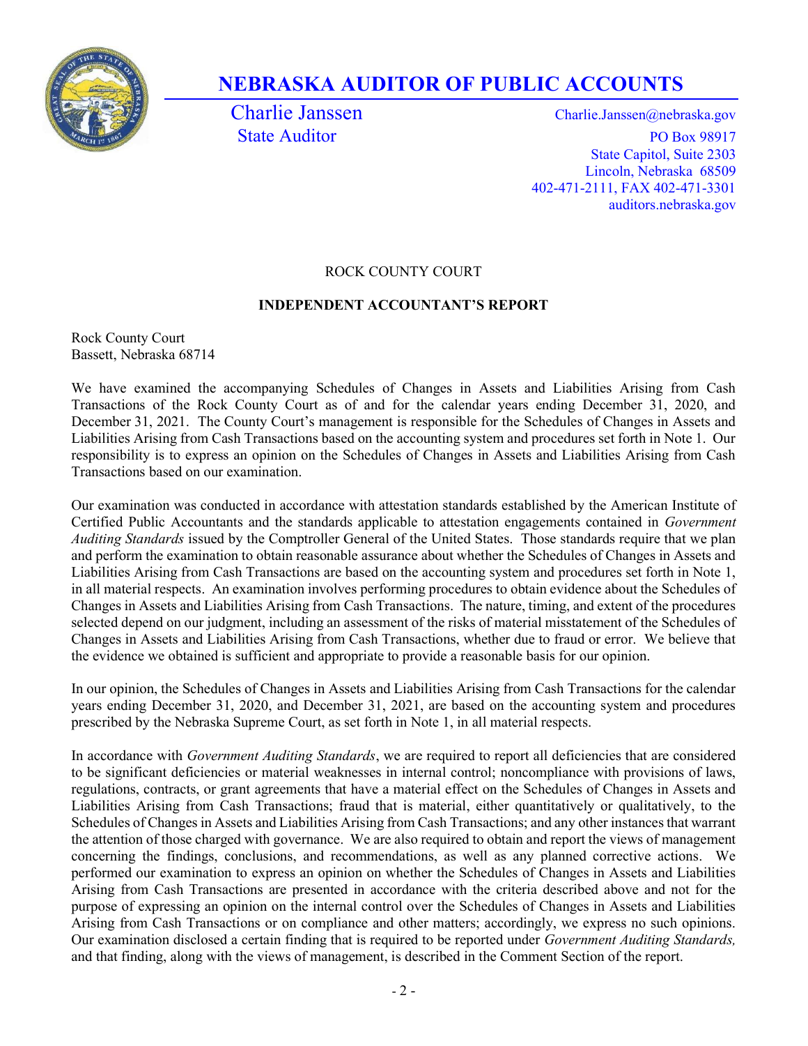# NEBRASKA AUDITOR OF PUBLIC ACCOUNTS

Charlie Janssen
State Auditor

Charlie.Janssen@nebraska.gov
PO Box 98917
State Capitol, Suite 2303
Lincoln, Nebraska 68509
402-471-2111, FAX 402-471-3301
auditors.nebraska.gov

ROCK COUNTY COURT

**INDEPENDENT ACCOUNTANT'S REPORT**

Rock County Court
Bassett, Nebraska 68714

We have examined the accompanying Schedules of Changes in Assets and Liabilities Arising from Cash Transactions of the Rock County Court as of and for the calendar years ending December 31, 2020, and December 31, 2021. The County Court's management is responsible for the Schedules of Changes in Assets and Liabilities Arising from Cash Transactions based on the accounting system and procedures set forth in Note 1. Our responsibility is to express an opinion on the Schedules of Changes in Assets and Liabilities Arising from Cash Transactions based on our examination.

Our examination was conducted in accordance with attestation standards established by the American Institute of Certified Public Accountants and the standards applicable to attestation engagements contained in *Government Auditing Standards* issued by the Comptroller General of the United States. Those standards require that we plan and perform the examination to obtain reasonable assurance about whether the Schedules of Changes in Assets and Liabilities Arising from Cash Transactions are based on the accounting system and procedures set forth in Note 1, in all material respects. An examination involves performing procedures to obtain evidence about the Schedules of Changes in Assets and Liabilities Arising from Cash Transactions. The nature, timing, and extent of the procedures selected depend on our judgment, including an assessment of the risks of material misstatement of the Schedules of Changes in Assets and Liabilities Arising from Cash Transactions, whether due to fraud or error. We believe that the evidence we obtained is sufficient and appropriate to provide a reasonable basis for our opinion.

In our opinion, the Schedules of Changes in Assets and Liabilities Arising from Cash Transactions for the calendar years ending December 31, 2020, and December 31, 2021, are based on the accounting system and procedures prescribed by the Nebraska Supreme Court, as set forth in Note 1, in all material respects.

In accordance with *Government Auditing Standards*, we are required to report all deficiencies that are considered to be significant deficiencies or material weaknesses in internal control; noncompliance with provisions of laws, regulations, contracts, or grant agreements that have a material effect on the Schedules of Changes in Assets and Liabilities Arising from Cash Transactions; fraud that is material, either quantitatively or qualitatively, to the Schedules of Changes in Assets and Liabilities Arising from Cash Transactions; and any other instances that warrant the attention of those charged with governance. We are also required to obtain and report the views of management concerning the findings, conclusions, and recommendations, as well as any planned corrective actions. We performed our examination to express an opinion on whether the Schedules of Changes in Assets and Liabilities Arising from Cash Transactions are presented in accordance with the criteria described above and not for the purpose of expressing an opinion on the internal control over the Schedules of Changes in Assets and Liabilities Arising from Cash Transactions or on compliance and other matters; accordingly, we express no such opinions. Our examination disclosed a certain finding that is required to be reported under *Government Auditing Standards,* and that finding, along with the views of management, is described in the Comment Section of the report.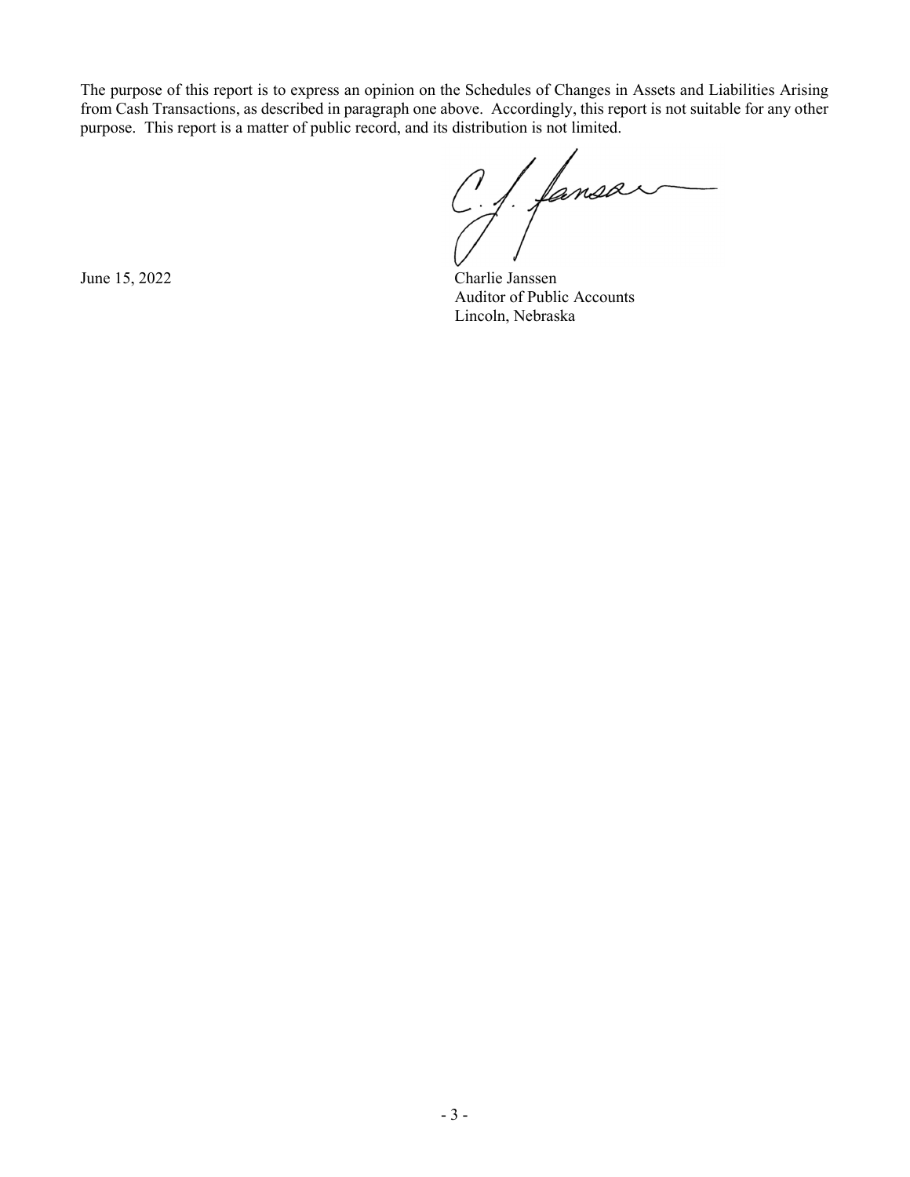The purpose of this report is to express an opinion on the Schedules of Changes in Assets and Liabilities Arising from Cash Transactions, as described in paragraph one above. Accordingly, this report is not suitable for any other purpose. This report is a matter of public record, and its distribution is not limited.

June 15, 2022

Charlie Janssen
Auditor of Public Accounts
Lincoln, Nebraska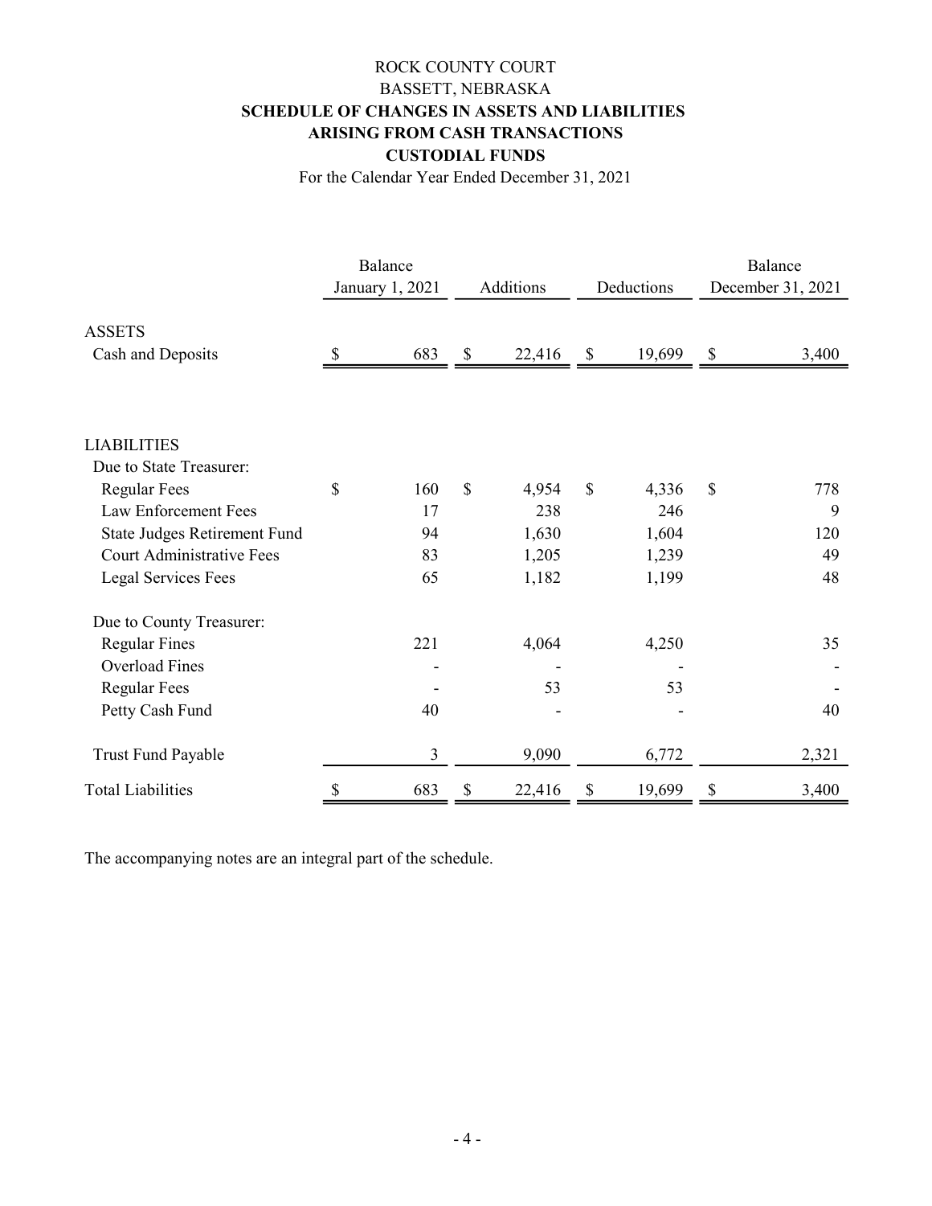ROCK COUNTY COURT

BASSETT, NEBRASKA

**SCHEDULE OF CHANGES IN ASSETS AND LIABILITIES**

**ARISING FROM CASH TRANSACTIONS**

**CUSTODIAL FUNDS**

For the Calendar Year Ended December 31, 2021

| | Balance January 1, 2021 | Additions | Deductions | Balance December 31, 2021 |
|---|---|---|---|---|
| ASSETS | | | | |
| Cash and Deposits | $ 683 | $ 22,416 | $ 19,699 | $ 3,400 |
| | | | | |
| LIABILITIES | | | | |
| Due to State Treasurer: | | | | |
| Regular Fees | $ 160 | $ 4,954 | $ 4,336 | $ 778 |
| Law Enforcement Fees | 17 | 238 | 246 | 9 |
| State Judges Retirement Fund | 94 | 1,630 | 1,604 | 120 |
| Court Administrative Fees | 83 | 1,205 | 1,239 | 49 |
| Legal Services Fees | 65 | 1,182 | 1,199 | 48 |
| Due to County Treasurer: | | | | |
| Regular Fines | 221 | 4,064 | 4,250 | 35 |
| Overload Fines | - | - | - | - |
| Regular Fees | - | 53 | 53 | - |
| Petty Cash Fund | 40 | - | - | 40 |
| Trust Fund Payable | 3 | 9,090 | 6,772 | 2,321 |
| Total Liabilities | $ 683 | $ 22,416 | $ 19,699 | $ 3,400 |

The accompanying notes are an integral part of the schedule.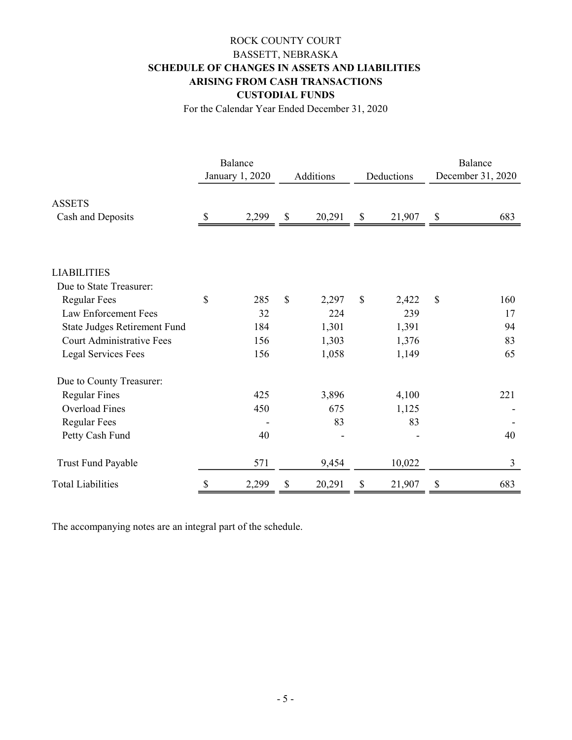ROCK COUNTY COURT

BASSETT, NEBRASKA

**SCHEDULE OF CHANGES IN ASSETS AND LIABILITIES**

**ARISING FROM CASH TRANSACTIONS**

**CUSTODIAL FUNDS**

For the Calendar Year Ended December 31, 2020

| | Balance January 1, 2020 | Additions | Deductions | Balance December 31, 2020 |
|---|---|---|---|---|
| ASSETS | | | | |
| Cash and Deposits | $ 2,299 | $ 20,291 | $ 21,907 | $ 683 |
| | | | | |
| LIABILITIES | | | | |
| Due to State Treasurer: | | | | |
| Regular Fees | $ 285 | $ 2,297 | $ 2,422 | $ 160 |
| Law Enforcement Fees | 32 | 224 | 239 | 17 |
| State Judges Retirement Fund | 184 | 1,301 | 1,391 | 94 |
| Court Administrative Fees | 156 | 1,303 | 1,376 | 83 |
| Legal Services Fees | 156 | 1,058 | 1,149 | 65 |
| Due to County Treasurer: | | | | |
| Regular Fines | 425 | 3,896 | 4,100 | 221 |
| Overload Fines | 450 | 675 | 1,125 | - |
| Regular Fees | - | 83 | 83 | - |
| Petty Cash Fund | 40 | - | - | 40 |
| Trust Fund Payable | 571 | 9,454 | 10,022 | 3 |
| Total Liabilities | $ 2,299 | $ 20,291 | $ 21,907 | $ 683 |

The accompanying notes are an integral part of the schedule.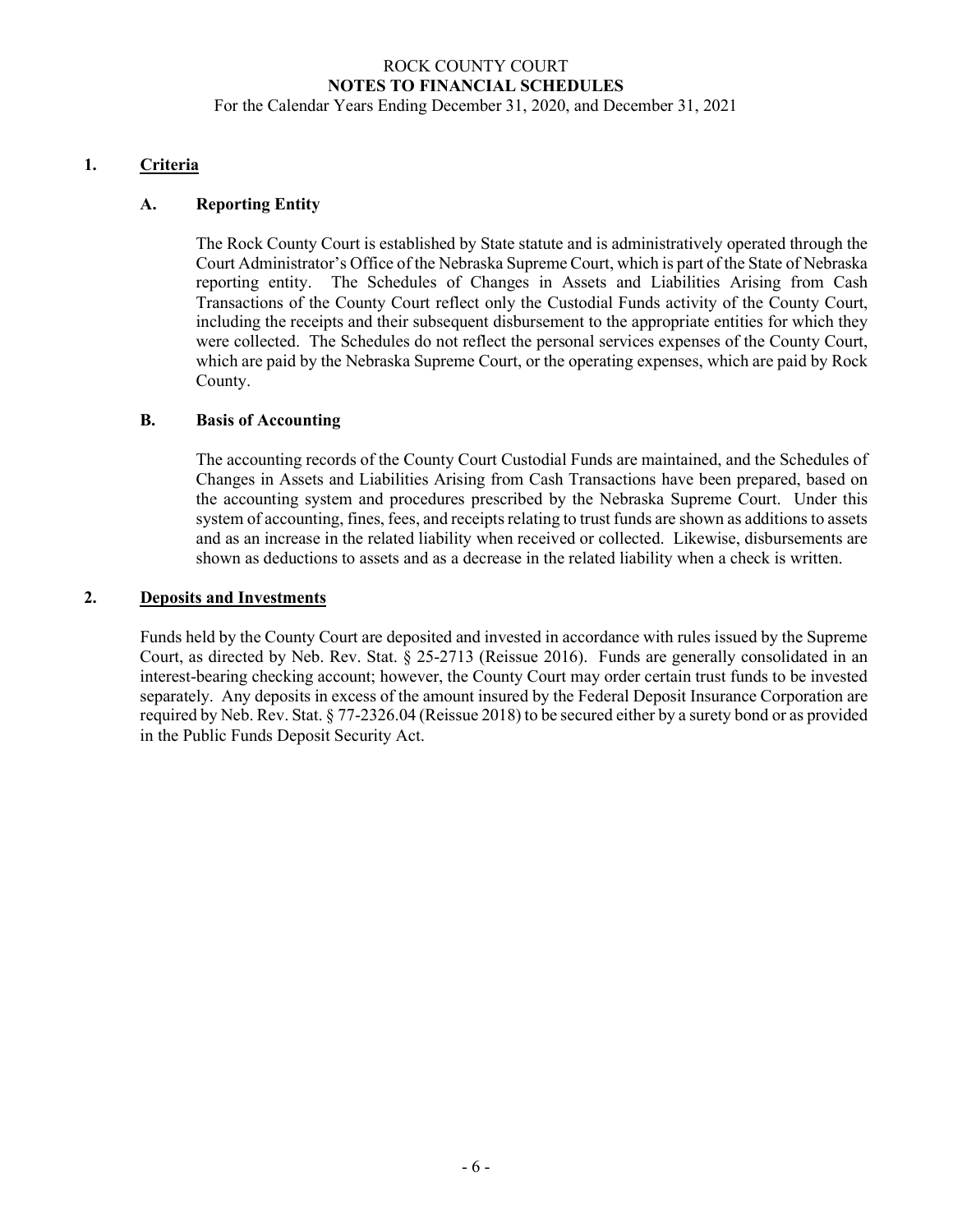# ROCK COUNTY COURT

## NOTES TO FINANCIAL SCHEDULES

For the Calendar Years Ending December 31, 2020, and December 31, 2021

### 1. Criteria

#### A. Reporting Entity

The Rock County Court is established by State statute and is administratively operated through the Court Administrator's Office of the Nebraska Supreme Court, which is part of the State of Nebraska reporting entity. The Schedules of Changes in Assets and Liabilities Arising from Cash Transactions of the County Court reflect only the Custodial Funds activity of the County Court, including the receipts and their subsequent disbursement to the appropriate entities for which they were collected. The Schedules do not reflect the personal services expenses of the County Court, which are paid by the Nebraska Supreme Court, or the operating expenses, which are paid by Rock County.

#### B. Basis of Accounting

The accounting records of the County Court Custodial Funds are maintained, and the Schedules of Changes in Assets and Liabilities Arising from Cash Transactions have been prepared, based on the accounting system and procedures prescribed by the Nebraska Supreme Court. Under this system of accounting, fines, fees, and receipts relating to trust funds are shown as additions to assets and as an increase in the related liability when received or collected. Likewise, disbursements are shown as deductions to assets and as a decrease in the related liability when a check is written.

### 2. Deposits and Investments

Funds held by the County Court are deposited and invested in accordance with rules issued by the Supreme Court, as directed by Neb. Rev. Stat. § 25-2713 (Reissue 2016). Funds are generally consolidated in an interest-bearing checking account; however, the County Court may order certain trust funds to be invested separately. Any deposits in excess of the amount insured by the Federal Deposit Insurance Corporation are required by Neb. Rev. Stat. § 77-2326.04 (Reissue 2018) to be secured either by a surety bond or as provided in the Public Funds Deposit Security Act.